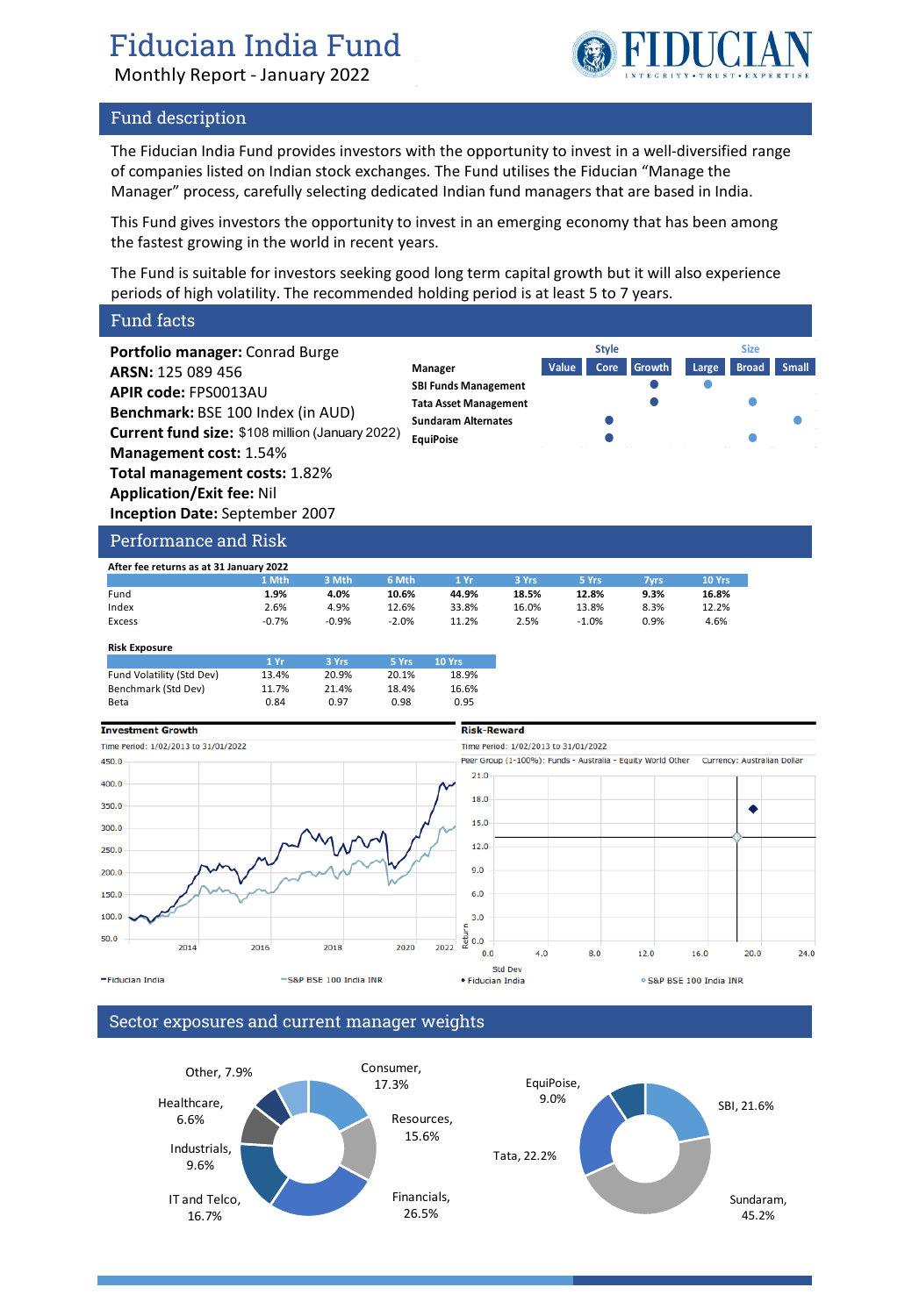# Fiducian India Fund

Monthly Report - January 2022

## Fund description

The Fiducian India Fund provides investors with the opportunity to invest in a well-diversified range of companies listed on Indian stock exchanges. The Fund utilises the Fiducian "Manage the Manager" process, carefully selecting dedicated Indian fund managers that are based in India.

This Fund gives investors the opportunity to invest in an emerging economy that has been among the fastest growing in the world in recent years.

The Fund is suitable for investors seeking good long term capital growth but it will also experience periods of high volatility. The recommended holding period is at least 5 to 7 years.

## Fund facts

**Portfolio manager:** Conrad Burge
**ARSN:** 125 089 456
**APIR code:** FPS0013AU
**Benchmark:** BSE 100 Index (in AUD)
**Current fund size:** $108 million (January 2022)
**Management cost:** 1.54%
**Total management costs:** 1.82%
**Application/Exit fee:** Nil
**Inception Date:** September 2007

| Manager | Style: Value | Style: Core | Style: Growth | Size: Large | Size: Broad | Size: Small |
|---|---|---|---|---|---|---|
| SBI Funds Management | | | ● | ● | | |
| Tata Asset Management | | | ● | | ● | |
| Sundaram Alternates | | ● | | | | ● |
| EquiPoise | | ● | | | ● | |

## Performance and Risk

**After fee returns as at 31 January 2022**

| | 1 Mth | 3 Mth | 6 Mth | 1 Yr | 3 Yrs | 5 Yrs | 7yrs | 10 Yrs |
|---|---|---|---|---|---|---|---|---|
| Fund | **1.9%** | **4.0%** | **10.6%** | **44.9%** | **18.5%** | **12.8%** | **9.3%** | **16.8%** |
| Index | 2.6% | 4.9% | 12.6% | 33.8% | 16.0% | 13.8% | 8.3% | 12.2% |
| Excess | -0.7% | -0.9% | -2.0% | 11.2% | 2.5% | -1.0% | 0.9% | 4.6% |

**Risk Exposure**

| | 1 Yr | 3 Yrs | 5 Yrs | 10 Yrs |
|---|---|---|---|---|
| Fund Volatility (Std Dev) | 13.4% | 20.9% | 20.1% | 18.9% |
| Benchmark (Std Dev) | 11.7% | 21.4% | 18.4% | 16.6% |
| Beta | 0.84 | 0.97 | 0.98 | 0.95 |

**Investment Growth**

Time Period: 1/02/2013 to 31/01/2022

—Fiducian India —S&P BSE 100 India INR

**Risk-Reward**

Time Period: 1/02/2013 to 31/01/2022

Peer Group (1-100%): Funds - Australia - Equity World Other Currency: Australian Dollar

◆ Fiducian India ◇ S&P BSE 100 India INR

## Sector exposures and current manager weights

| Sector | Weight |
|---|---|
| Consumer | 17.3% |
| Resources | 15.6% |
| Financials | 26.5% |
| IT and Telco | 16.7% |
| Industrials | 9.6% |
| Healthcare | 6.6% |
| Other | 7.9% |

| Manager | Weight |
|---|---|
| SBI | 21.6% |
| Sundaram | 45.2% |
| Tata | 22.2% |
| EquiPoise | 9.0% |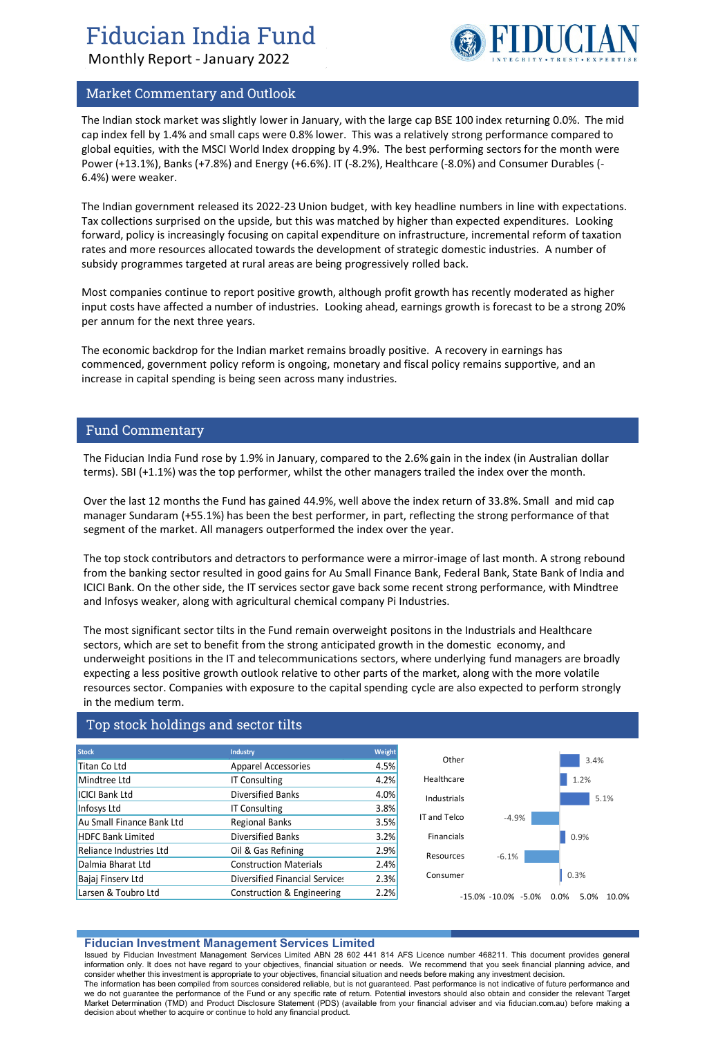# Fiducian India Fund

Monthly Report - January 2022

## Market Commentary and Outlook

The Indian stock market was slightly lower in January, with the large cap BSE 100 index returning 0.0%. The mid cap index fell by 1.4% and small caps were 0.8% lower. This was a relatively strong performance compared to global equities, with the MSCI World Index dropping by 4.9%. The best performing sectors for the month were Power (+13.1%), Banks (+7.8%) and Energy (+6.6%). IT (-8.2%), Healthcare (-8.0%) and Consumer Durables (-6.4%) were weaker.

The Indian government released its 2022-23 Union budget, with key headline numbers in line with expectations. Tax collections surprised on the upside, but this was matched by higher than expected expenditures. Looking forward, policy is increasingly focusing on capital expenditure on infrastructure, incremental reform of taxation rates and more resources allocated towards the development of strategic domestic industries. A number of subsidy programmes targeted at rural areas are being progressively rolled back.

Most companies continue to report positive growth, although profit growth has recently moderated as higher input costs have affected a number of industries. Looking ahead, earnings growth is forecast to be a strong 20% per annum for the next three years.

The economic backdrop for the Indian market remains broadly positive. A recovery in earnings has commenced, government policy reform is ongoing, monetary and fiscal policy remains supportive, and an increase in capital spending is being seen across many industries.

## Fund Commentary

The Fiducian India Fund rose by 1.9% in January, compared to the 2.6% gain in the index (in Australian dollar terms). SBI (+1.1%) was the top performer, whilst the other managers trailed the index over the month.

Over the last 12 months the Fund has gained 44.9%, well above the index return of 33.8%. Small and mid cap manager Sundaram (+55.1%) has been the best performer, in part, reflecting the strong performance of that segment of the market. All managers outperformed the index over the year.

The top stock contributors and detractors to performance were a mirror-image of last month. A strong rebound from the banking sector resulted in good gains for Au Small Finance Bank, Federal Bank, State Bank of India and ICICI Bank. On the other side, the IT services sector gave back some recent strong performance, with Mindtree and Infosys weaker, along with agricultural chemical company Pi Industries.

The most significant sector tilts in the Fund remain overweight positons in the Industrials and Healthcare sectors, which are set to benefit from the strong anticipated growth in the domestic economy, and underweight positions in the IT and telecommunications sectors, where underlying fund managers are broadly expecting a less positive growth outlook relative to other parts of the market, along with the more volatile resources sector. Companies with exposure to the capital spending cycle are also expected to perform strongly in the medium term.

## Top stock holdings and sector tilts

| Stock | Industry | Weight |
|---|---|---|
| Titan Co Ltd | Apparel Accessories | 4.5% |
| Mindtree Ltd | IT Consulting | 4.2% |
| ICICI Bank Ltd | Diversified Banks | 4.0% |
| Infosys Ltd | IT Consulting | 3.8% |
| Au Small Finance Bank Ltd | Regional Banks | 3.5% |
| HDFC Bank Limited | Diversified Banks | 3.2% |
| Reliance Industries Ltd | Oil & Gas Refining | 2.9% |
| Dalmia Bharat Ltd | Construction Materials | 2.4% |
| Bajaj Finserv Ltd | Diversified Financial Services | 2.3% |
| Larsen & Toubro Ltd | Construction & Engineering | 2.2% |

Other 3.4%
Healthcare 1.2%
Industrials 5.1%
IT and Telco -4.9%
Financials 0.9%
Resources -6.1%
Consumer 0.3%
-15.0% -10.0% -5.0% 0.0% 5.0% 10.0%

**Fiducian Investment Management Services Limited**

Issued by Fiducian Investment Management Services Limited ABN 28 602 441 814 AFS Licence number 468211. This document provides general information only. It does not have regard to your objectives, financial situation or needs. We recommend that you seek financial planning advice, and consider whether this investment is appropriate to your objectives, financial situation and needs before making any investment decision.
The information has been compiled from sources considered reliable, but is not guaranteed. Past performance is not indicative of future performance and we do not guarantee the performance of the Fund or any specific rate of return. Potential investors should also obtain and consider the relevant Target Market Determination (TMD) and Product Disclosure Statement (PDS) (available from your financial adviser and via fiducian.com.au) before making a decision about whether to acquire or continue to hold any financial product.